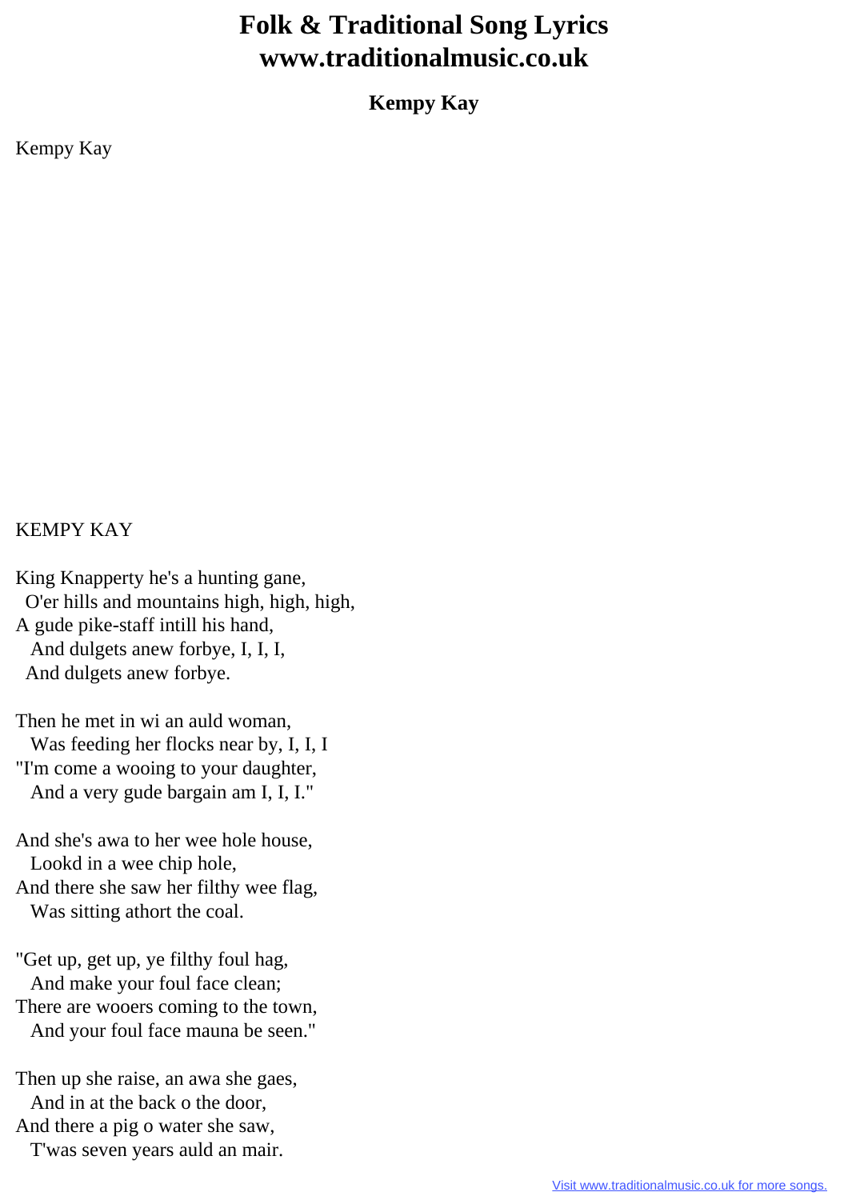# Folk & Traditional Song Lyrics
# www.traditionalmusic.co.uk

### Kempy Kay

Kempy Kay

KEMPY KAY

King Knapperty he's a hunting gane,  
  O'er hills and mountains high, high, high,  
A gude pike-staff intill his hand,  
  And dulgets anew forbye, I, I, I,  
  And dulgets anew forbye.

Then he met in wi an auld woman,  
  Was feeding her flocks near by, I, I, I  
"I'm come a wooing to your daughter,  
  And a very gude bargain am I, I, I."

And she's awa to her wee hole house,  
  Lookd in a wee chip hole,  
And there she saw her filthy wee flag,  
  Was sitting athort the coal.

"Get up, get up, ye filthy foul hag,  
  And make your foul face clean;  
There are wooers coming to the town,  
  And your foul face mauna be seen."

Then up she raise, an awa she gaes,  
  And in at the back o the door,  
And there a pig o water she saw,  
  T'was seven years auld an mair.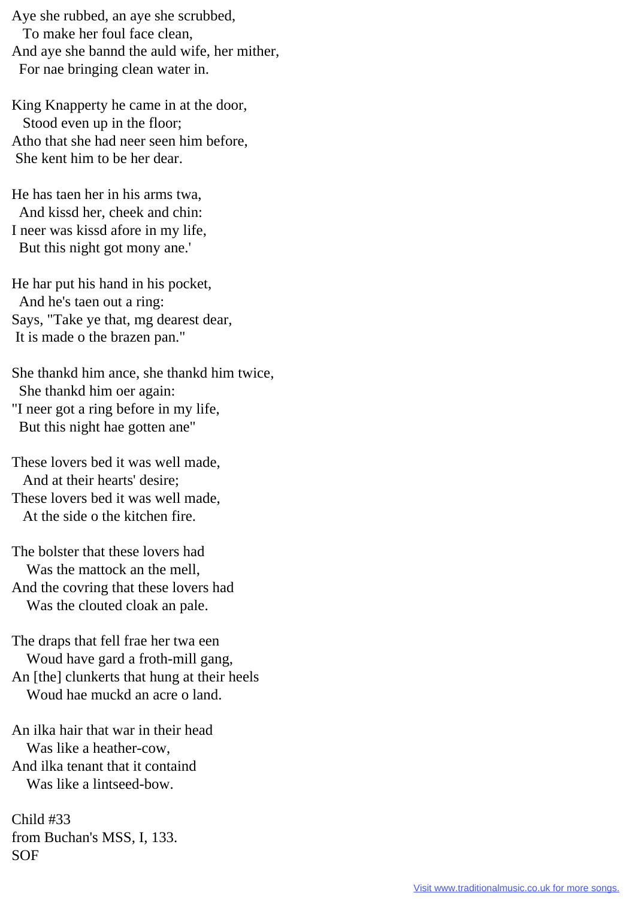Aye she rubbed, an aye she scrubbed,
  To make her foul face clean,
And aye she bannd the auld wife, her mither,
  For nae bringing clean water in.

King Knapperty he came in at the door,
  Stood even up in the floor;
Atho that she had neer seen him before,
  She kent him to be her dear.

He has taen her in his arms twa,
  And kissd her, cheek and chin:
I neer was kissd afore in my life,
  But this night got mony ane.'

He har put his hand in his pocket,
  And he's taen out a ring:
Says, "Take ye that, mg dearest dear,
  It is made o the brazen pan."

She thankd him ance, she thankd him twice,
  She thankd him oer again:
"I neer got a ring before in my life,
  But this night hae gotten ane"

These lovers bed it was well made,
  And at their hearts' desire;
These lovers bed it was well made,
  At the side o the kitchen fire.

The bolster that these lovers had
  Was the mattock an the mell,
And the covring that these lovers had
  Was the clouted cloak an pale.

The draps that fell frae her twa een
  Woud have gard a froth-mill gang,
An [the] clunkerts that hung at their heels
  Woud hae muckd an acre o land.

An ilka hair that war in their head
  Was like a heather-cow,
And ilka tenant that it containd
  Was like a lintseed-bow.

Child #33
from Buchan's MSS, I, 133.
SOF

Visit www.traditionalmusic.co.uk for more songs.